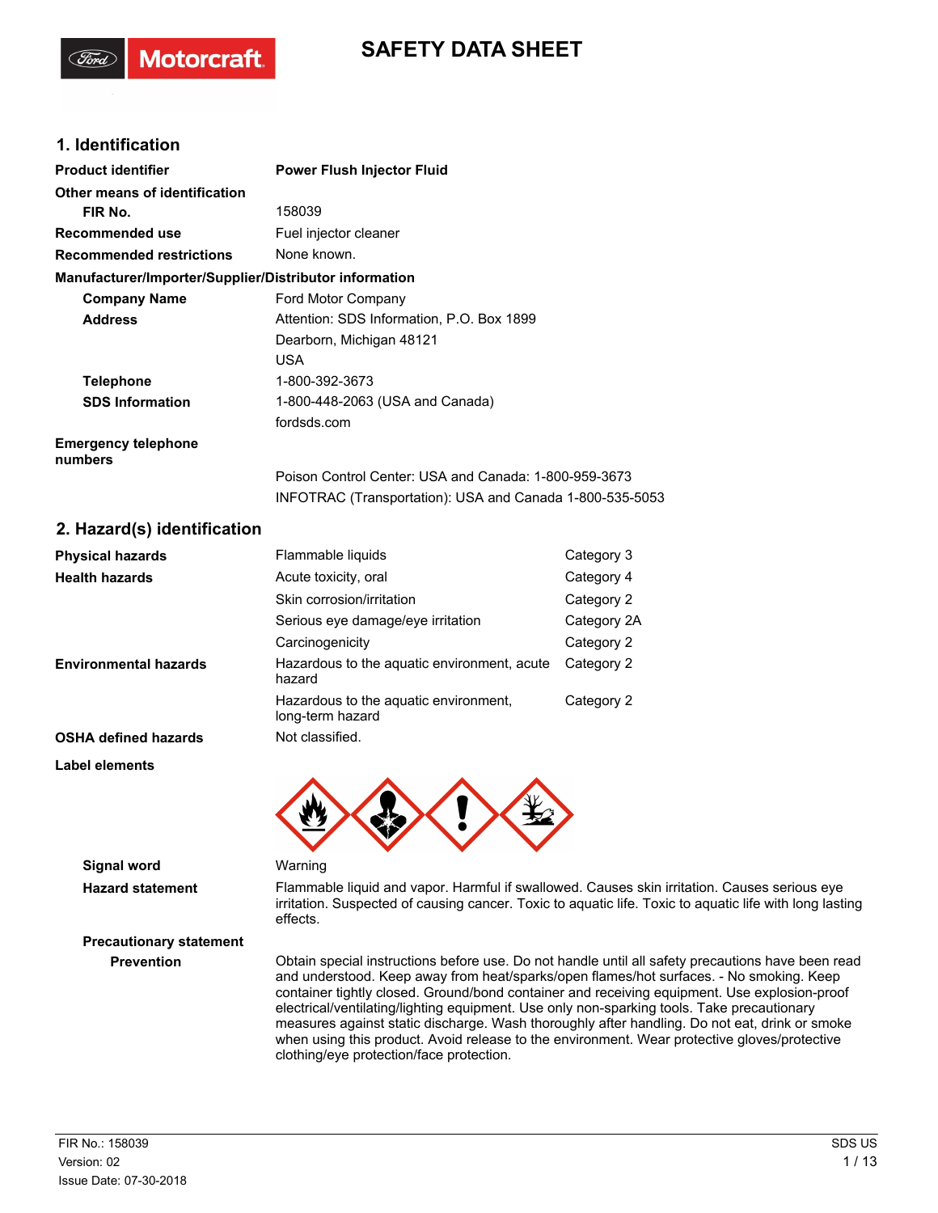# SAFETY DATA SHEET

## 1. Identification

| | |
|---|---|
| **Product identifier** | **Power Flush Injector Fluid** |
| **Other means of identification** | |
| **FIR No.** | 158039 |
| **Recommended use** | Fuel injector cleaner |
| **Recommended restrictions** | None known. |

**Manufacturer/Importer/Supplier/Distributor information**

| | |
|---|---|
| **Company Name** | Ford Motor Company |
| **Address** | Attention: SDS Information, P.O. Box 1899<br>Dearborn, Michigan 48121<br>USA |
| **Telephone** | 1-800-392-3673 |
| **SDS Information** | 1-800-448-2063 (USA and Canada)<br>fordsds.com |
| **Emergency telephone numbers** | Poison Control Center: USA and Canada: 1-800-959-3673<br>INFOTRAC (Transportation): USA and Canada 1-800-535-5053 |

## 2. Hazard(s) identification

| | | |
|---|---|---|
| **Physical hazards** | Flammable liquids | Category 3 |
| **Health hazards** | Acute toxicity, oral | Category 4 |
| | Skin corrosion/irritation | Category 2 |
| | Serious eye damage/eye irritation | Category 2A |
| | Carcinogenicity | Category 2 |
| **Environmental hazards** | Hazardous to the aquatic environment, acute hazard | Category 2 |
| | Hazardous to the aquatic environment, long-term hazard | Category 2 |
| **OSHA defined hazards** | Not classified. | |

**Label elements**

**Signal word** Warning

**Hazard statement** Flammable liquid and vapor. Harmful if swallowed. Causes skin irritation. Causes serious eye irritation. Suspected of causing cancer. Toxic to aquatic life. Toxic to aquatic life with long lasting effects.

**Precautionary statement**

**Prevention** Obtain special instructions before use. Do not handle until all safety precautions have been read and understood. Keep away from heat/sparks/open flames/hot surfaces. - No smoking. Keep container tightly closed. Ground/bond container and receiving equipment. Use explosion-proof electrical/ventilating/lighting equipment. Use only non-sparking tools. Take precautionary measures against static discharge. Wash thoroughly after handling. Do not eat, drink or smoke when using this product. Avoid release to the environment. Wear protective gloves/protective clothing/eye protection/face protection.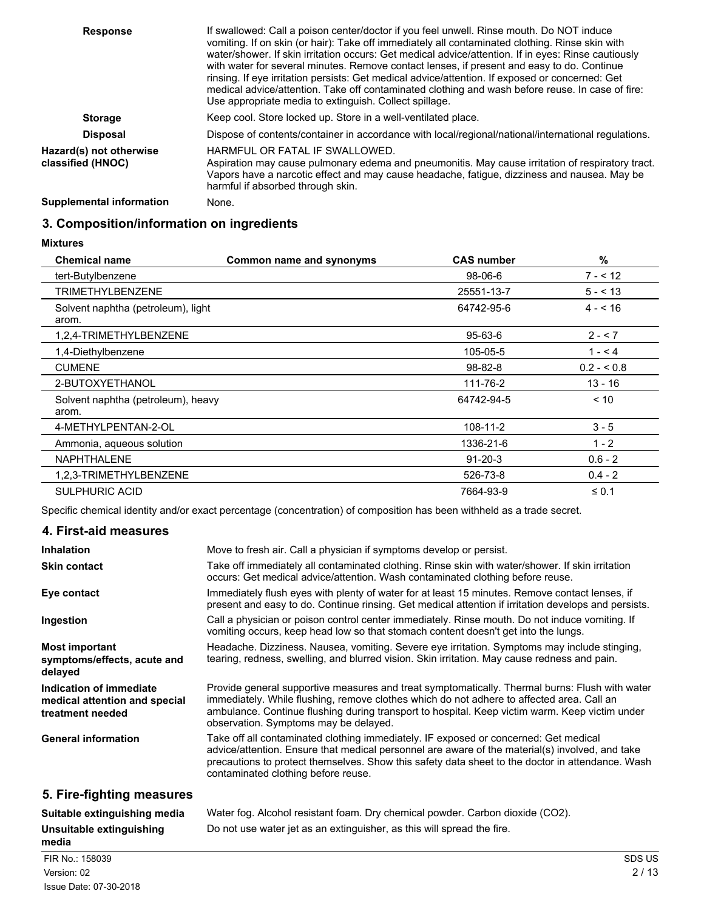| | |
|---|---|
| **Response** | If swallowed: Call a poison center/doctor if you feel unwell. Rinse mouth. Do NOT induce vomiting. If on skin (or hair): Take off immediately all contaminated clothing. Rinse skin with water/shower. If skin irritation occurs: Get medical advice/attention. If in eyes: Rinse cautiously with water for several minutes. Remove contact lenses, if present and easy to do. Continue rinsing. If eye irritation persists: Get medical advice/attention. If exposed or concerned: Get medical advice/attention. Take off contaminated clothing and wash before reuse. In case of fire: Use appropriate media to extinguish. Collect spillage. |
| **Storage** | Keep cool. Store locked up. Store in a well-ventilated place. |
| **Disposal** | Dispose of contents/container in accordance with local/regional/national/international regulations. |
| **Hazard(s) not otherwise classified (HNOC)** | HARMFUL OR FATAL IF SWALLOWED. Aspiration may cause pulmonary edema and pneumonitis. May cause irritation of respiratory tract. Vapors have a narcotic effect and may cause headache, fatigue, dizziness and nausea. May be harmful if absorbed through skin. |
| **Supplemental information** | None. |

## 3. Composition/information on ingredients

**Mixtures**

| Chemical name | Common name and synonyms | CAS number | % |
|---|---|---|---|
| tert-Butylbenzene | | 98-06-6 | 7 - < 12 |
| TRIMETHYLBENZENE | | 25551-13-7 | 5 - < 13 |
| Solvent naphtha (petroleum), light arom. | | 64742-95-6 | 4 - < 16 |
| 1,2,4-TRIMETHYLBENZENE | | 95-63-6 | 2 - < 7 |
| 1,4-Diethylbenzene | | 105-05-5 | 1 - < 4 |
| CUMENE | | 98-82-8 | 0.2 - < 0.8 |
| 2-BUTOXYETHANOL | | 111-76-2 | 13 - 16 |
| Solvent naphtha (petroleum), heavy arom. | | 64742-94-5 | < 10 |
| 4-METHYLPENTAN-2-OL | | 108-11-2 | 3 - 5 |
| Ammonia, aqueous solution | | 1336-21-6 | 1 - 2 |
| NAPHTHALENE | | 91-20-3 | 0.6 - 2 |
| 1,2,3-TRIMETHYLBENZENE | | 526-73-8 | 0.4 - 2 |
| SULPHURIC ACID | | 7664-93-9 | ≤ 0.1 |

Specific chemical identity and/or exact percentage (concentration) of composition has been withheld as a trade secret.

## 4. First-aid measures

| | |
|---|---|
| **Inhalation** | Move to fresh air. Call a physician if symptoms develop or persist. |
| **Skin contact** | Take off immediately all contaminated clothing. Rinse skin with water/shower. If skin irritation occurs: Get medical advice/attention. Wash contaminated clothing before reuse. |
| **Eye contact** | Immediately flush eyes with plenty of water for at least 15 minutes. Remove contact lenses, if present and easy to do. Continue rinsing. Get medical attention if irritation develops and persists. |
| **Ingestion** | Call a physician or poison control center immediately. Rinse mouth. Do not induce vomiting. If vomiting occurs, keep head low so that stomach content doesn't get into the lungs. |
| **Most important symptoms/effects, acute and delayed** | Headache. Dizziness. Nausea, vomiting. Severe eye irritation. Symptoms may include stinging, tearing, redness, swelling, and blurred vision. Skin irritation. May cause redness and pain. |
| **Indication of immediate medical attention and special treatment needed** | Provide general supportive measures and treat symptomatically. Thermal burns: Flush with water immediately. While flushing, remove clothes which do not adhere to affected area. Call an ambulance. Continue flushing during transport to hospital. Keep victim warm. Keep victim under observation. Symptoms may be delayed. |
| **General information** | Take off all contaminated clothing immediately. IF exposed or concerned: Get medical advice/attention. Ensure that medical personnel are aware of the material(s) involved, and take precautions to protect themselves. Show this safety data sheet to the doctor in attendance. Wash contaminated clothing before reuse. |

## 5. Fire-fighting measures

| | |
|---|---|
| **Suitable extinguishing media** | Water fog. Alcohol resistant foam. Dry chemical powder. Carbon dioxide ($CO_2$). |
| **Unsuitable extinguishing media** | Do not use water jet as an extinguisher, as this will spread the fire. |

FIR No.: 158039
Version: 02
Issue Date: 07-30-2018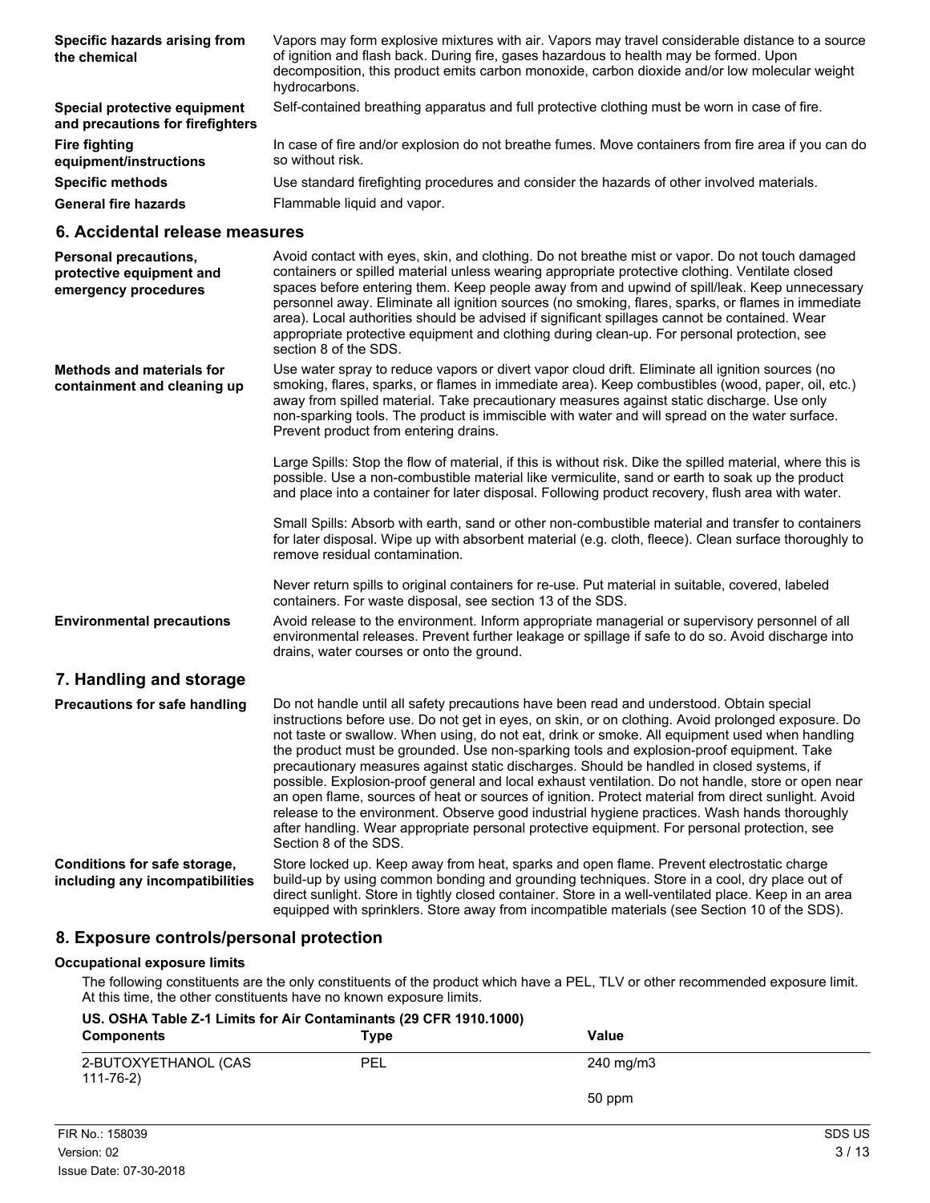**Specific hazards arising from the chemical**
Vapors may form explosive mixtures with air. Vapors may travel considerable distance to a source of ignition and flash back. During fire, gases hazardous to health may be formed. Upon decomposition, this product emits carbon monoxide, carbon dioxide and/or low molecular weight hydrocarbons.

**Special protective equipment and precautions for firefighters**
Self-contained breathing apparatus and full protective clothing must be worn in case of fire.

**Fire fighting equipment/instructions**
In case of fire and/or explosion do not breathe fumes. Move containers from fire area if you can do so without risk.

**Specific methods**
Use standard firefighting procedures and consider the hazards of other involved materials.

**General fire hazards**
Flammable liquid and vapor.

## 6. Accidental release measures

**Personal precautions, protective equipment and emergency procedures**
Avoid contact with eyes, skin, and clothing. Do not breathe mist or vapor. Do not touch damaged containers or spilled material unless wearing appropriate protective clothing. Ventilate closed spaces before entering them. Keep people away from and upwind of spill/leak. Keep unnecessary personnel away. Eliminate all ignition sources (no smoking, flares, sparks, or flames in immediate area). Local authorities should be advised if significant spillages cannot be contained. Wear appropriate protective equipment and clothing during clean-up. For personal protection, see section 8 of the SDS.

**Methods and materials for containment and cleaning up**
Use water spray to reduce vapors or divert vapor cloud drift. Eliminate all ignition sources (no smoking, flares, sparks, or flames in immediate area). Keep combustibles (wood, paper, oil, etc.) away from spilled material. Take precautionary measures against static discharge. Use only non-sparking tools. The product is immiscible with water and will spread on the water surface. Prevent product from entering drains.

Large Spills: Stop the flow of material, if this is without risk. Dike the spilled material, where this is possible. Use a non-combustible material like vermiculite, sand or earth to soak up the product and place into a container for later disposal. Following product recovery, flush area with water.

Small Spills: Absorb with earth, sand or other non-combustible material and transfer to containers for later disposal. Wipe up with absorbent material (e.g. cloth, fleece). Clean surface thoroughly to remove residual contamination.

Never return spills to original containers for re-use. Put material in suitable, covered, labeled containers. For waste disposal, see section 13 of the SDS.

**Environmental precautions**
Avoid release to the environment. Inform appropriate managerial or supervisory personnel of all environmental releases. Prevent further leakage or spillage if safe to do so. Avoid discharge into drains, water courses or onto the ground.

## 7. Handling and storage

**Precautions for safe handling**
Do not handle until all safety precautions have been read and understood. Obtain special instructions before use. Do not get in eyes, on skin, or on clothing. Avoid prolonged exposure. Do not taste or swallow. When using, do not eat, drink or smoke. All equipment used when handling the product must be grounded. Use non-sparking tools and explosion-proof equipment. Take precautionary measures against static discharges. Should be handled in closed systems, if possible. Explosion-proof general and local exhaust ventilation. Do not handle, store or open near an open flame, sources of heat or sources of ignition. Protect material from direct sunlight. Avoid release to the environment. Observe good industrial hygiene practices. Wash hands thoroughly after handling. Wear appropriate personal protective equipment. For personal protection, see Section 8 of the SDS.

**Conditions for safe storage, including any incompatibilities**
Store locked up. Keep away from heat, sparks and open flame. Prevent electrostatic charge build-up by using common bonding and grounding techniques. Store in a cool, dry place out of direct sunlight. Store in tightly closed container. Store in a well-ventilated place. Keep in an area equipped with sprinklers. Store away from incompatible materials (see Section 10 of the SDS).

## 8. Exposure controls/personal protection

### Occupational exposure limits

The following constituents are the only constituents of the product which have a PEL, TLV or other recommended exposure limit. At this time, the other constituents have no known exposure limits.

**US. OSHA Table Z-1 Limits for Air Contaminants (29 CFR 1910.1000)**

| Components | Type | Value |
|---|---|---|
| 2-BUTOXYETHANOL (CAS 111-76-2) | PEL | 240 mg/m3 |
| | | 50 ppm |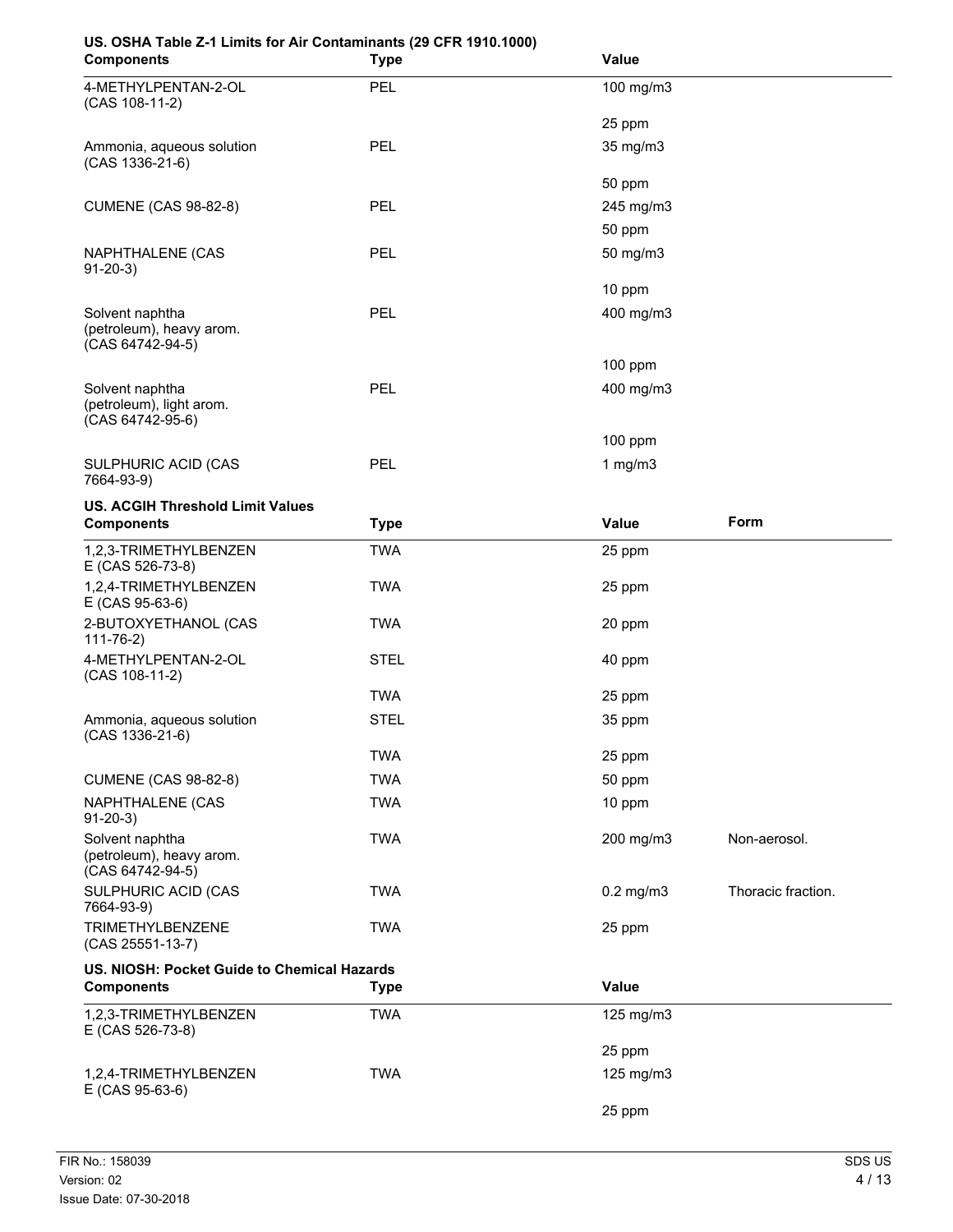**US. OSHA Table Z-1 Limits for Air Contaminants (29 CFR 1910.1000)**

| Components | Type | Value |
|---|---|---|
| 4-METHYLPENTAN-2-OL (CAS 108-11-2) | PEL | 100 mg/m3 |
| | | 25 ppm |
| Ammonia, aqueous solution (CAS 1336-21-6) | PEL | 35 mg/m3 |
| | | 50 ppm |
| CUMENE (CAS 98-82-8) | PEL | 245 mg/m3 |
| | | 50 ppm |
| NAPHTHALENE (CAS 91-20-3) | PEL | 50 mg/m3 |
| | | 10 ppm |
| Solvent naphtha (petroleum), heavy arom. (CAS 64742-94-5) | PEL | 400 mg/m3 |
| | | 100 ppm |
| Solvent naphtha (petroleum), light arom. (CAS 64742-95-6) | PEL | 400 mg/m3 |
| | | 100 ppm |
| SULPHURIC ACID (CAS 7664-93-9) | PEL | 1 mg/m3 |

**US. ACGIH Threshold Limit Values**

| Components | Type | Value | Form |
|---|---|---|---|
| 1,2,3-TRIMETHYLBENZENE (CAS 526-73-8) | TWA | 25 ppm | |
| 1,2,4-TRIMETHYLBENZENE (CAS 95-63-6) | TWA | 25 ppm | |
| 2-BUTOXYETHANOL (CAS 111-76-2) | TWA | 20 ppm | |
| 4-METHYLPENTAN-2-OL (CAS 108-11-2) | STEL | 40 ppm | |
| | TWA | 25 ppm | |
| Ammonia, aqueous solution (CAS 1336-21-6) | STEL | 35 ppm | |
| | TWA | 25 ppm | |
| CUMENE (CAS 98-82-8) | TWA | 50 ppm | |
| NAPHTHALENE (CAS 91-20-3) | TWA | 10 ppm | |
| Solvent naphtha (petroleum), heavy arom. (CAS 64742-94-5) | TWA | 200 mg/m3 | Non-aerosol. |
| SULPHURIC ACID (CAS 7664-93-9) | TWA | 0.2 mg/m3 | Thoracic fraction. |
| TRIMETHYLBENZENE (CAS 25551-13-7) | TWA | 25 ppm | |

**US. NIOSH: Pocket Guide to Chemical Hazards**

| Components | Type | Value |
|---|---|---|
| 1,2,3-TRIMETHYLBENZENE (CAS 526-73-8) | TWA | 125 mg/m3 |
| | | 25 ppm |
| 1,2,4-TRIMETHYLBENZENE (CAS 95-63-6) | TWA | 125 mg/m3 |
| | | 25 ppm |

FIR No.: 158039
Version: 02
Issue Date: 07-30-2018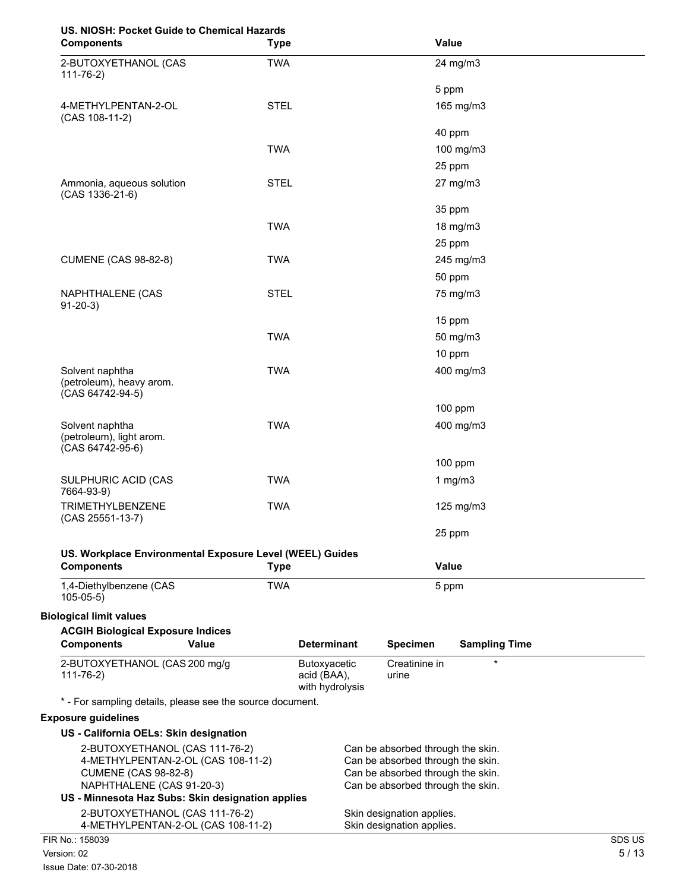**US. NIOSH: Pocket Guide to Chemical Hazards**

| Components | Type | Value |
|---|---|---|
| 2-BUTOXYETHANOL (CAS 111-76-2) | TWA | 24 mg/m3 |
| | | 5 ppm |
| 4-METHYLPENTAN-2-OL (CAS 108-11-2) | STEL | 165 mg/m3 |
| | | 40 ppm |
| | TWA | 100 mg/m3 |
| | | 25 ppm |
| Ammonia, aqueous solution (CAS 1336-21-6) | STEL | 27 mg/m3 |
| | | 35 ppm |
| | TWA | 18 mg/m3 |
| | | 25 ppm |
| CUMENE (CAS 98-82-8) | TWA | 245 mg/m3 |
| | | 50 ppm |
| NAPHTHALENE (CAS 91-20-3) | STEL | 75 mg/m3 |
| | | 15 ppm |
| | TWA | 50 mg/m3 |
| | | 10 ppm |
| Solvent naphtha (petroleum), heavy arom. (CAS 64742-94-5) | TWA | 400 mg/m3 |
| | | 100 ppm |
| Solvent naphtha (petroleum), light arom. (CAS 64742-95-6) | TWA | 400 mg/m3 |
| | | 100 ppm |
| SULPHURIC ACID (CAS 7664-93-9) | TWA | 1 mg/m3 |
| TRIMETHYLBENZENE (CAS 25551-13-7) | TWA | 125 mg/m3 |
| | | 25 ppm |

**US. Workplace Environmental Exposure Level (WEEL) Guides**

| Components | Type | Value |
|---|---|---|
| 1,4-Diethylbenzene (CAS 105-05-5) | TWA | 5 ppm |

**Biological limit values**

**ACGIH Biological Exposure Indices**

| Components | Value | Determinant | Specimen | Sampling Time |
|---|---|---|---|---|
| 2-BUTOXYETHANOL (CAS 111-76-2) | 200 mg/g | Butoxyacetic acid (BAA), with hydrolysis | Creatinine in urine | * |

\* - For sampling details, please see the source document.

**Exposure guidelines**

**US - California OELs: Skin designation**

| | |
|---|---|
| 2-BUTOXYETHANOL (CAS 111-76-2) | Can be absorbed through the skin. |
| 4-METHYLPENTAN-2-OL (CAS 108-11-2) | Can be absorbed through the skin. |
| CUMENE (CAS 98-82-8) | Can be absorbed through the skin. |
| NAPHTHALENE (CAS 91-20-3) | Can be absorbed through the skin. |

**US - Minnesota Haz Subs: Skin designation applies**

| | |
|---|---|
| 2-BUTOXYETHANOL (CAS 111-76-2) | Skin designation applies. |
| 4-METHYLPENTAN-2-OL (CAS 108-11-2) | Skin designation applies. |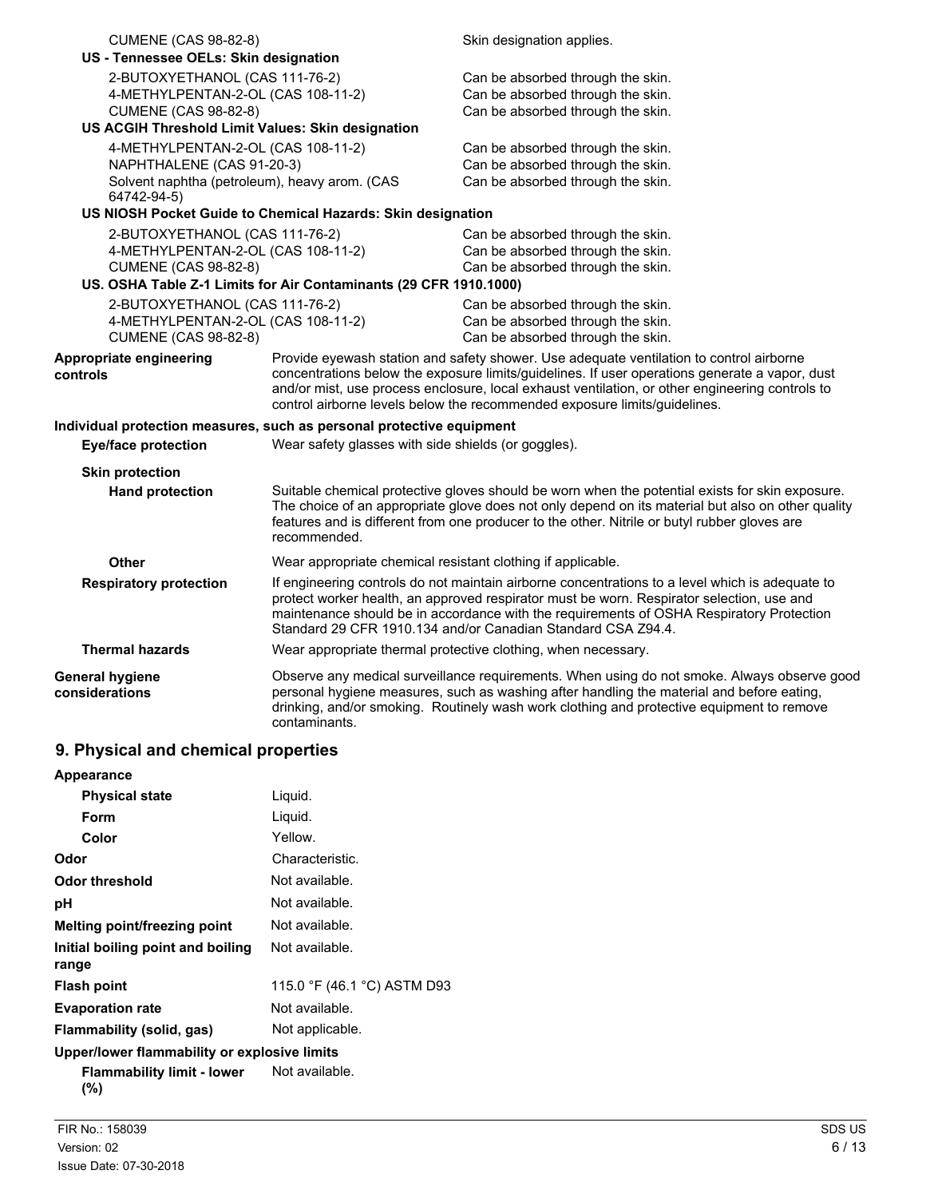| | |
|---|---|
| CUMENE (CAS 98-82-8) | Skin designation applies. |

**US - Tennessee OELs: Skin designation**

| | |
|---|---|
| 2-BUTOXYETHANOL (CAS 111-76-2) | Can be absorbed through the skin. |
| 4-METHYLPENTAN-2-OL (CAS 108-11-2) | Can be absorbed through the skin. |
| CUMENE (CAS 98-82-8) | Can be absorbed through the skin. |

**US ACGIH Threshold Limit Values: Skin designation**

| | |
|---|---|
| 4-METHYLPENTAN-2-OL (CAS 108-11-2) | Can be absorbed through the skin. |
| NAPHTHALENE (CAS 91-20-3) | Can be absorbed through the skin. |
| Solvent naphtha (petroleum), heavy arom. (CAS 64742-94-5) | Can be absorbed through the skin. |

**US NIOSH Pocket Guide to Chemical Hazards: Skin designation**

| | |
|---|---|
| 2-BUTOXYETHANOL (CAS 111-76-2) | Can be absorbed through the skin. |
| 4-METHYLPENTAN-2-OL (CAS 108-11-2) | Can be absorbed through the skin. |
| CUMENE (CAS 98-82-8) | Can be absorbed through the skin. |

**US. OSHA Table Z-1 Limits for Air Contaminants (29 CFR 1910.1000)**

| | |
|---|---|
| 2-BUTOXYETHANOL (CAS 111-76-2) | Can be absorbed through the skin. |
| 4-METHYLPENTAN-2-OL (CAS 108-11-2) | Can be absorbed through the skin. |
| CUMENE (CAS 98-82-8) | Can be absorbed through the skin. |

**Appropriate engineering controls**
Provide eyewash station and safety shower. Use adequate ventilation to control airborne concentrations below the exposure limits/guidelines. If user operations generate a vapor, dust and/or mist, use process enclosure, local exhaust ventilation, or other engineering controls to control airborne levels below the recommended exposure limits/guidelines.

**Individual protection measures, such as personal protective equipment**

**Eye/face protection**
Wear safety glasses with side shields (or goggles).

**Skin protection**

**Hand protection**
Suitable chemical protective gloves should be worn when the potential exists for skin exposure. The choice of an appropriate glove does not only depend on its material but also on other quality features and is different from one producer to the other. Nitrile or butyl rubber gloves are recommended.

**Other**
Wear appropriate chemical resistant clothing if applicable.

**Respiratory protection**
If engineering controls do not maintain airborne concentrations to a level which is adequate to protect worker health, an approved respirator must be worn. Respirator selection, use and maintenance should be in accordance with the requirements of OSHA Respiratory Protection Standard 29 CFR 1910.134 and/or Canadian Standard CSA Z94.4.

**Thermal hazards**
Wear appropriate thermal protective clothing, when necessary.

**General hygiene considerations**
Observe any medical surveillance requirements. When using do not smoke. Always observe good personal hygiene measures, such as washing after handling the material and before eating, drinking, and/or smoking. Routinely wash work clothing and protective equipment to remove contaminants.

## 9. Physical and chemical properties

**Appearance**

| | |
|---|---|
| **Physical state** | Liquid. |
| **Form** | Liquid. |
| **Color** | Yellow. |
| **Odor** | Characteristic. |
| **Odor threshold** | Not available. |
| **pH** | Not available. |
| **Melting point/freezing point** | Not available. |
| **Initial boiling point and boiling range** | Not available. |
| **Flash point** | 115.0 °F (46.1 °C) ASTM D93 |
| **Evaporation rate** | Not available. |
| **Flammability (solid, gas)** | Not applicable. |

**Upper/lower flammability or explosive limits**

| | |
|---|---|
| **Flammability limit - lower (%)** | Not available. |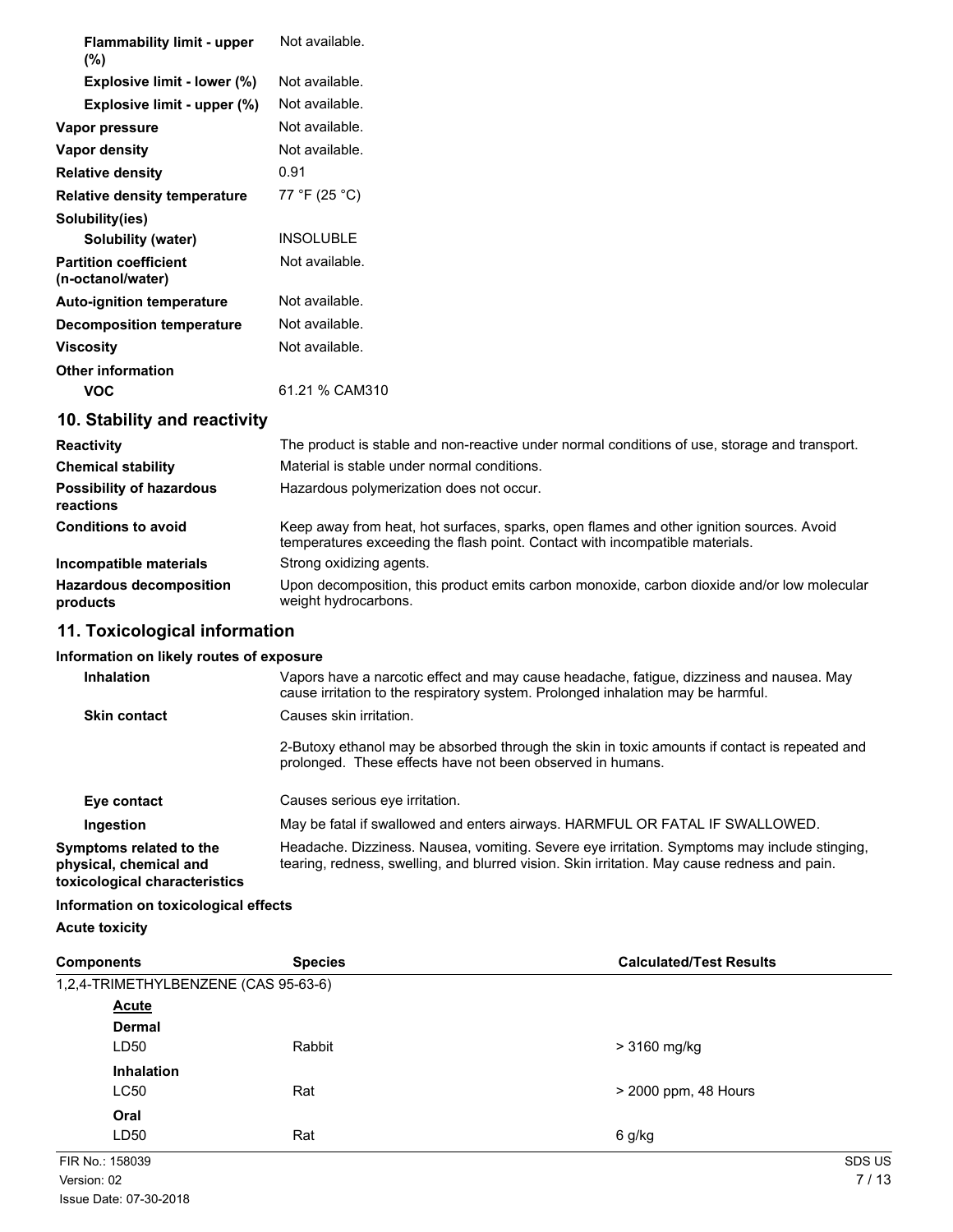| | |
|---|---|
| **Flammability limit - upper (%)** | Not available. |
| **Explosive limit - lower (%)** | Not available. |
| **Explosive limit - upper (%)** | Not available. |
| **Vapor pressure** | Not available. |
| **Vapor density** | Not available. |
| **Relative density** | 0.91 |
| **Relative density temperature** | 77 °F (25 °C) |
| **Solubility(ies)** | |
| **Solubility (water)** | INSOLUBLE |
| **Partition coefficient (n-octanol/water)** | Not available. |
| **Auto-ignition temperature** | Not available. |
| **Decomposition temperature** | Not available. |
| **Viscosity** | Not available. |
| **Other information** | |
| **VOC** | 61.21 % CAM310 |

## 10. Stability and reactivity

| | |
|---|---|
| **Reactivity** | The product is stable and non-reactive under normal conditions of use, storage and transport. |
| **Chemical stability** | Material is stable under normal conditions. |
| **Possibility of hazardous reactions** | Hazardous polymerization does not occur. |
| **Conditions to avoid** | Keep away from heat, hot surfaces, sparks, open flames and other ignition sources. Avoid temperatures exceeding the flash point. Contact with incompatible materials. |
| **Incompatible materials** | Strong oxidizing agents. |
| **Hazardous decomposition products** | Upon decomposition, this product emits carbon monoxide, carbon dioxide and/or low molecular weight hydrocarbons. |

## 11. Toxicological information

**Information on likely routes of exposure**

| | |
|---|---|
| **Inhalation** | Vapors have a narcotic effect and may cause headache, fatigue, dizziness and nausea. May cause irritation to the respiratory system. Prolonged inhalation may be harmful. |
| **Skin contact** | Causes skin irritation.<br><br>2-Butoxy ethanol may be absorbed through the skin in toxic amounts if contact is repeated and prolonged. These effects have not been observed in humans. |
| **Eye contact** | Causes serious eye irritation. |
| **Ingestion** | May be fatal if swallowed and enters airways. HARMFUL OR FATAL IF SWALLOWED. |
| **Symptoms related to the physical, chemical and toxicological characteristics** | Headache. Dizziness. Nausea, vomiting. Severe eye irritation. Symptoms may include stinging, tearing, redness, swelling, and blurred vision. Skin irritation. May cause redness and pain. |

**Information on toxicological effects**

**Acute toxicity**

| Components | Species | Calculated/Test Results |
|---|---|---|
| 1,2,4-TRIMETHYLBENZENE (CAS 95-63-6) | | |
| **Acute** | | |
| **Dermal** | | |
| LD50 | Rabbit | > 3160 mg/kg |
| **Inhalation** | | |
| LC50 | Rat | > 2000 ppm, 48 Hours |
| **Oral** | | |
| LD50 | Rat | 6 g/kg |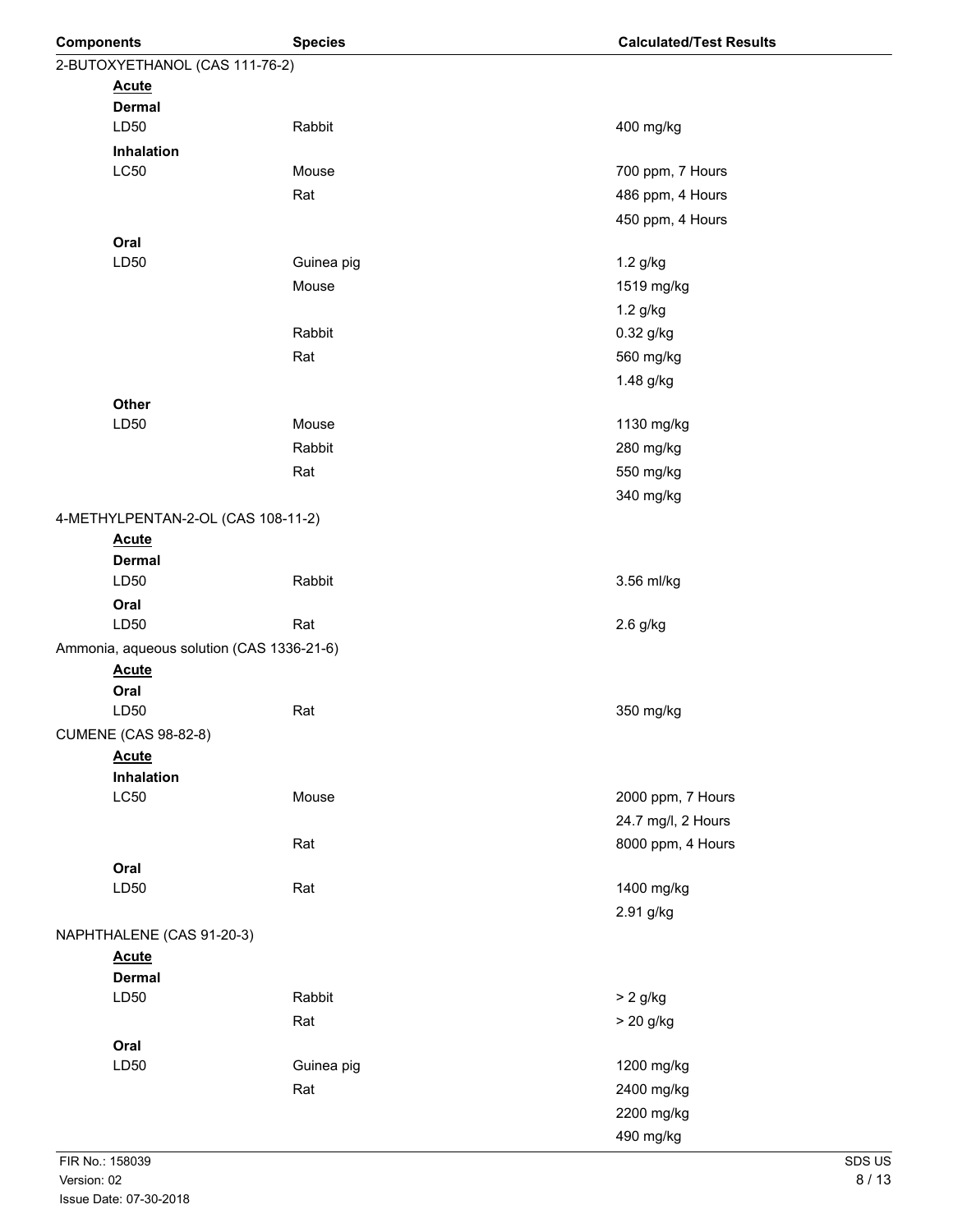| Components | Species | Calculated/Test Results |
|---|---|---|
| 2-BUTOXYETHANOL (CAS 111-76-2) | | |
| **Acute** | | |
| **Dermal** | | |
| LD50 | Rabbit | 400 mg/kg |
| **Inhalation** | | |
| LC50 | Mouse | 700 ppm, 7 Hours |
| | Rat | 486 ppm, 4 Hours |
| | | 450 ppm, 4 Hours |
| **Oral** | | |
| LD50 | Guinea pig | 1.2 g/kg |
| | Mouse | 1519 mg/kg |
| | | 1.2 g/kg |
| | Rabbit | 0.32 g/kg |
| | Rat | 560 mg/kg |
| | | 1.48 g/kg |
| **Other** | | |
| LD50 | Mouse | 1130 mg/kg |
| | Rabbit | 280 mg/kg |
| | Rat | 550 mg/kg |
| | | 340 mg/kg |
| 4-METHYLPENTAN-2-OL (CAS 108-11-2) | | |
| **Acute** | | |
| **Dermal** | | |
| LD50 | Rabbit | 3.56 ml/kg |
| **Oral** | | |
| LD50 | Rat | 2.6 g/kg |
| Ammonia, aqueous solution (CAS 1336-21-6) | | |
| **Acute** | | |
| **Oral** | | |
| LD50 | Rat | 350 mg/kg |
| CUMENE (CAS 98-82-8) | | |
| **Acute** | | |
| **Inhalation** | | |
| LC50 | Mouse | 2000 ppm, 7 Hours |
| | | 24.7 mg/l, 2 Hours |
| | Rat | 8000 ppm, 4 Hours |
| **Oral** | | |
| LD50 | Rat | 1400 mg/kg |
| | | 2.91 g/kg |
| NAPHTHALENE (CAS 91-20-3) | | |
| **Acute** | | |
| **Dermal** | | |
| LD50 | Rabbit | > 2 g/kg |
| | Rat | > 20 g/kg |
| **Oral** | | |
| LD50 | Guinea pig | 1200 mg/kg |
| | Rat | 2400 mg/kg |
| | | 2200 mg/kg |
| | | 490 mg/kg |

FIR No.: 158039
Version: 02
Issue Date: 07-30-2018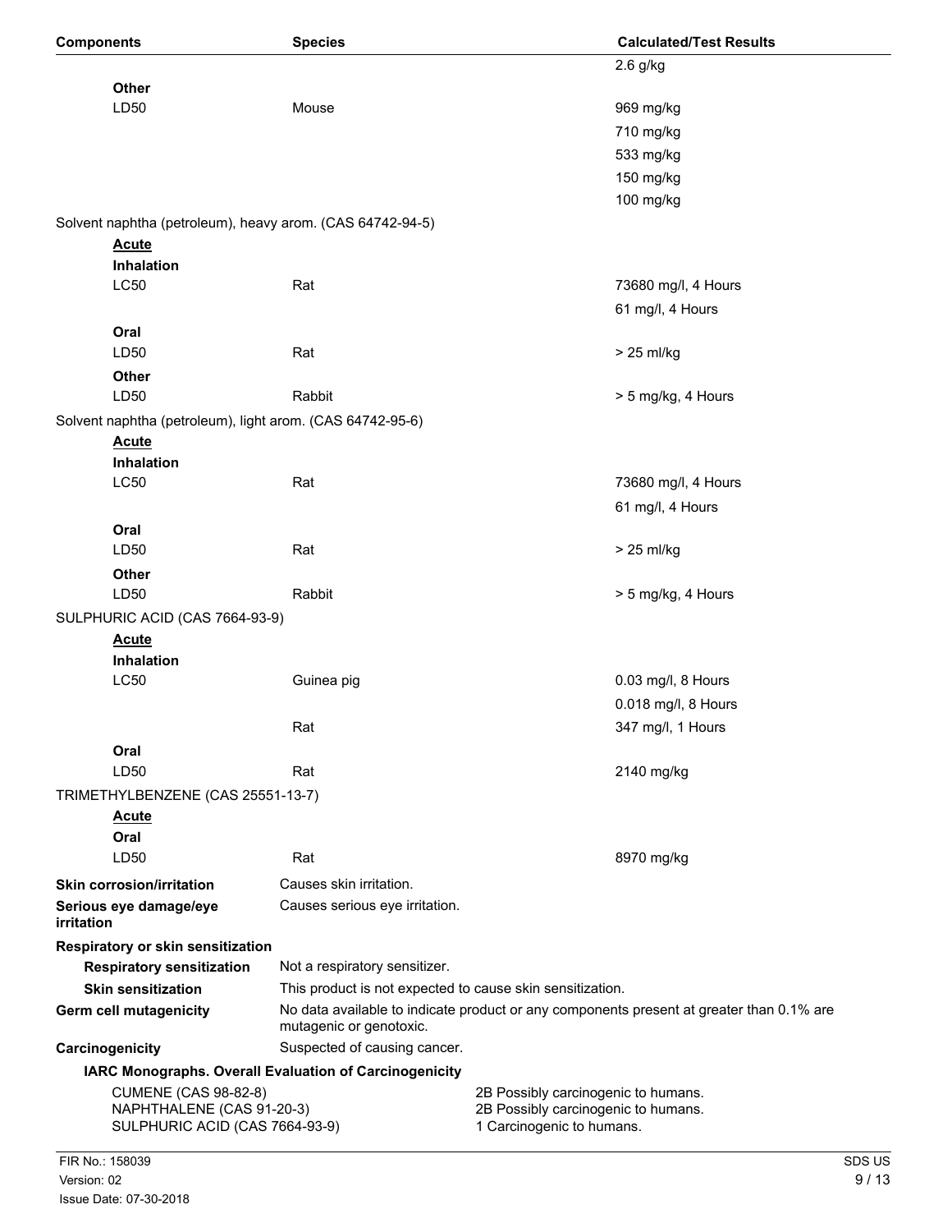| Components | Species | Calculated/Test Results |
|---|---|---|
| | | 2.6 g/kg |
| **Other** | | |
| LD50 | Mouse | 969 mg/kg |
| | | 710 mg/kg |
| | | 533 mg/kg |
| | | 150 mg/kg |
| | | 100 mg/kg |
| Solvent naphtha (petroleum), heavy arom. (CAS 64742-94-5) | | |
| **Acute** | | |
| **Inhalation** | | |
| LC50 | Rat | 73680 mg/l, 4 Hours |
| | | 61 mg/l, 4 Hours |
| **Oral** | | |
| LD50 | Rat | > 25 ml/kg |
| **Other** | | |
| LD50 | Rabbit | > 5 mg/kg, 4 Hours |
| Solvent naphtha (petroleum), light arom. (CAS 64742-95-6) | | |
| **Acute** | | |
| **Inhalation** | | |
| LC50 | Rat | 73680 mg/l, 4 Hours |
| | | 61 mg/l, 4 Hours |
| **Oral** | | |
| LD50 | Rat | > 25 ml/kg |
| **Other** | | |
| LD50 | Rabbit | > 5 mg/kg, 4 Hours |
| SULPHURIC ACID (CAS 7664-93-9) | | |
| **Acute** | | |
| **Inhalation** | | |
| LC50 | Guinea pig | 0.03 mg/l, 8 Hours |
| | | 0.018 mg/l, 8 Hours |
| | Rat | 347 mg/l, 1 Hours |
| **Oral** | | |
| LD50 | Rat | 2140 mg/kg |
| TRIMETHYLBENZENE (CAS 25551-13-7) | | |
| **Acute** | | |
| **Oral** | | |
| LD50 | Rat | 8970 mg/kg |

**Skin corrosion/irritation** Causes skin irritation.

**Serious eye damage/eye irritation** Causes serious eye irritation.

**Respiratory or skin sensitization**

**Respiratory sensitization** Not a respiratory sensitizer.

**Skin sensitization** This product is not expected to cause skin sensitization.

**Germ cell mutagenicity** No data available to indicate product or any components present at greater than 0.1% are mutagenic or genotoxic.

**Carcinogenicity** Suspected of causing cancer.

**IARC Monographs. Overall Evaluation of Carcinogenicity**

| | |
|---|---|
| CUMENE (CAS 98-82-8) | 2B Possibly carcinogenic to humans. |
| NAPHTHALENE (CAS 91-20-3) | 2B Possibly carcinogenic to humans. |
| SULPHURIC ACID (CAS 7664-93-9) | 1 Carcinogenic to humans. |

FIR No.: 158039
Version: 02
Issue Date: 07-30-2018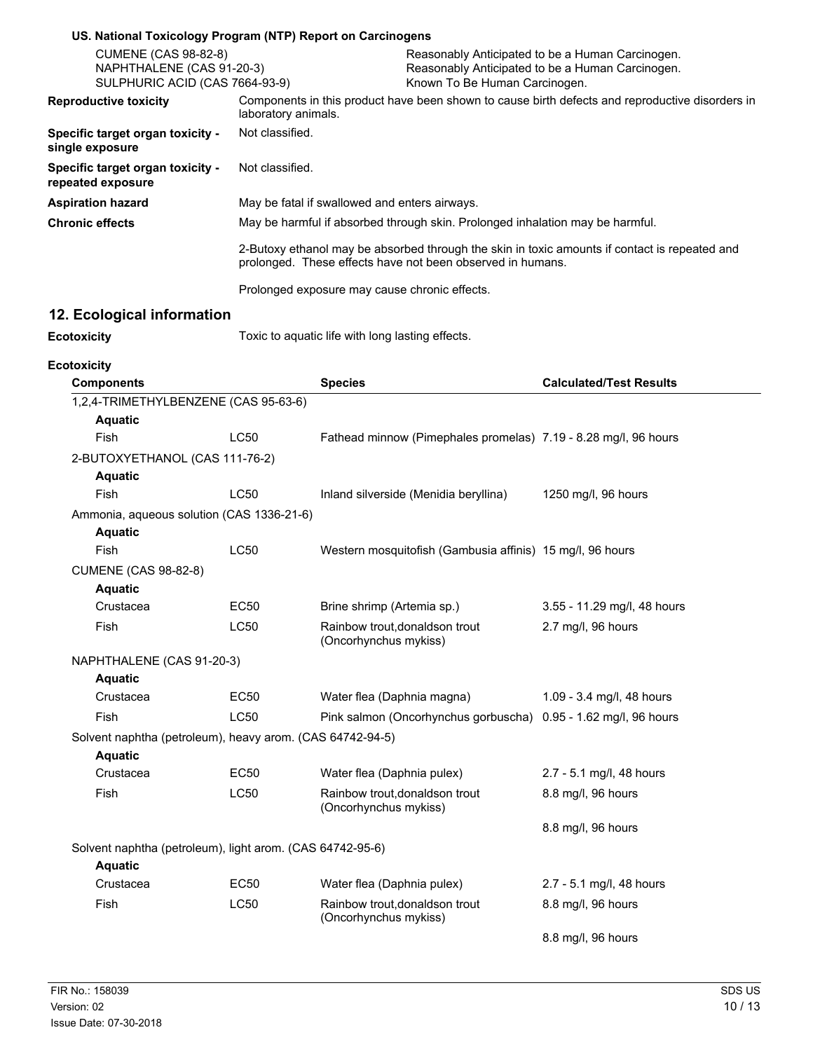**US. National Toxicology Program (NTP) Report on Carcinogens**

| | |
|---|---|
| CUMENE (CAS 98-82-8) | Reasonably Anticipated to be a Human Carcinogen. |
| NAPHTHALENE (CAS 91-20-3) | Reasonably Anticipated to be a Human Carcinogen. |
| SULPHURIC ACID (CAS 7664-93-9) | Known To Be Human Carcinogen. |

**Reproductive toxicity** Components in this product have been shown to cause birth defects and reproductive disorders in laboratory animals.

**Specific target organ toxicity - single exposure** Not classified.

**Specific target organ toxicity - repeated exposure** Not classified.

**Aspiration hazard** May be fatal if swallowed and enters airways.

**Chronic effects** May be harmful if absorbed through skin. Prolonged inhalation may be harmful.

2-Butoxy ethanol may be absorbed through the skin in toxic amounts if contact is repeated and prolonged. These effects have not been observed in humans.

Prolonged exposure may cause chronic effects.

## 12. Ecological information

**Ecotoxicity** Toxic to aquatic life with long lasting effects.

**Ecotoxicity**

| Components | | Species | Calculated/Test Results |
|---|---|---|---|
| 1,2,4-TRIMETHYLBENZENE (CAS 95-63-6) | | | |
| **Aquatic** | | | |
| Fish | LC50 | Fathead minnow (Pimephales promelas) | 7.19 - 8.28 mg/l, 96 hours |
| 2-BUTOXYETHANOL (CAS 111-76-2) | | | |
| **Aquatic** | | | |
| Fish | LC50 | Inland silverside (Menidia beryllina) | 1250 mg/l, 96 hours |
| Ammonia, aqueous solution (CAS 1336-21-6) | | | |
| **Aquatic** | | | |
| Fish | LC50 | Western mosquitofish (Gambusia affinis) | 15 mg/l, 96 hours |
| CUMENE (CAS 98-82-8) | | | |
| **Aquatic** | | | |
| Crustacea | EC50 | Brine shrimp (Artemia sp.) | 3.55 - 11.29 mg/l, 48 hours |
| Fish | LC50 | Rainbow trout,donaldson trout (Oncorhynchus mykiss) | 2.7 mg/l, 96 hours |
| NAPHTHALENE (CAS 91-20-3) | | | |
| **Aquatic** | | | |
| Crustacea | EC50 | Water flea (Daphnia magna) | 1.09 - 3.4 mg/l, 48 hours |
| Fish | LC50 | Pink salmon (Oncorhynchus gorbuscha) | 0.95 - 1.62 mg/l, 96 hours |
| Solvent naphtha (petroleum), heavy arom. (CAS 64742-94-5) | | | |
| **Aquatic** | | | |
| Crustacea | EC50 | Water flea (Daphnia pulex) | 2.7 - 5.1 mg/l, 48 hours |
| Fish | LC50 | Rainbow trout,donaldson trout (Oncorhynchus mykiss) | 8.8 mg/l, 96 hours |
| | | | 8.8 mg/l, 96 hours |
| Solvent naphtha (petroleum), light arom. (CAS 64742-95-6) | | | |
| **Aquatic** | | | |
| Crustacea | EC50 | Water flea (Daphnia pulex) | 2.7 - 5.1 mg/l, 48 hours |
| Fish | LC50 | Rainbow trout,donaldson trout (Oncorhynchus mykiss) | 8.8 mg/l, 96 hours |
| | | | 8.8 mg/l, 96 hours |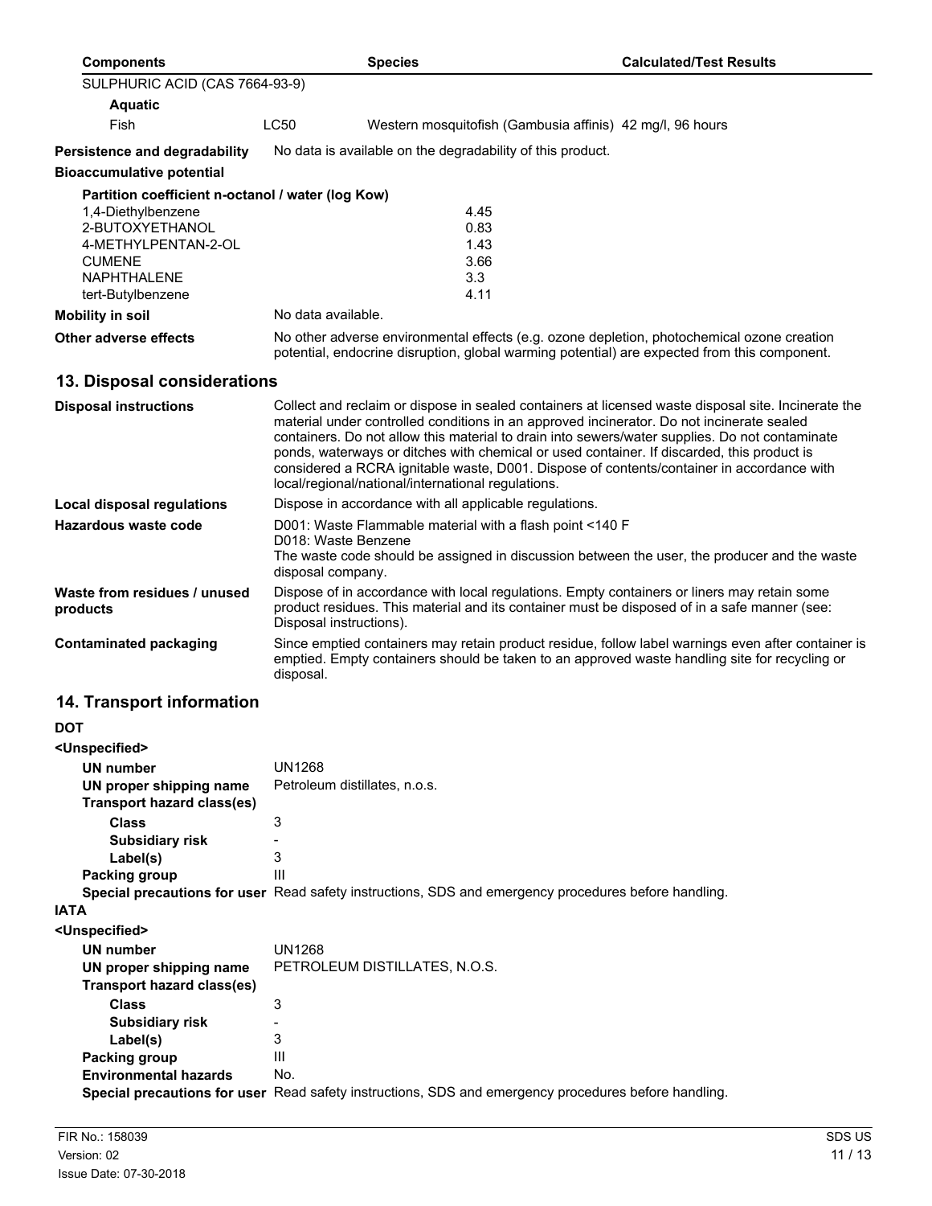| Components | | Species | Calculated/Test Results |
|---|---|---|---|
| SULPHURIC ACID (CAS 7664-93-9) | | | |
| **Aquatic** | | | |
| Fish | LC50 | Western mosquitofish (Gambusia affinis) | 42 mg/l, 96 hours |

**Persistence and degradability** No data is available on the degradability of this product.

**Bioaccumulative potential**

**Partition coefficient n-octanol / water (log Kow)**

| Component | log Kow |
|---|---|
| 1,4-Diethylbenzene | 4.45 |
| 2-BUTOXYETHANOL | 0.83 |
| 4-METHYLPENTAN-2-OL | 1.43 |
| CUMENE | 3.66 |
| NAPHTHALENE | 3.3 |
| tert-Butylbenzene | 4.11 |

**Mobility in soil** No data available.

**Other adverse effects** No other adverse environmental effects (e.g. ozone depletion, photochemical ozone creation potential, endocrine disruption, global warming potential) are expected from this component.

## 13. Disposal considerations

**Disposal instructions** Collect and reclaim or dispose in sealed containers at licensed waste disposal site. Incinerate the material under controlled conditions in an approved incinerator. Do not incinerate sealed containers. Do not allow this material to drain into sewers/water supplies. Do not contaminate ponds, waterways or ditches with chemical or used container. If discarded, this product is considered a RCRA ignitable waste, D001. Dispose of contents/container in accordance with local/regional/national/international regulations.

**Local disposal regulations** Dispose in accordance with all applicable regulations.

**Hazardous waste code** D001: Waste Flammable material with a flash point <140 F
D018: Waste Benzene
The waste code should be assigned in discussion between the user, the producer and the waste disposal company.

**Waste from residues / unused products** Dispose of in accordance with local regulations. Empty containers or liners may retain some product residues. This material and its container must be disposed of in a safe manner (see: Disposal instructions).

**Contaminated packaging** Since emptied containers may retain product residue, follow label warnings even after container is emptied. Empty containers should be taken to an approved waste handling site for recycling or disposal.

## 14. Transport information

**DOT**

**<Unspecified>**

**UN number** UN1268
**UN proper shipping name** Petroleum distillates, n.o.s.
**Transport hazard class(es)**
**Class** 3
**Subsidiary risk** -
**Label(s)** 3
**Packing group** III
**Special precautions for user** Read safety instructions, SDS and emergency procedures before handling.

**IATA**

**<Unspecified>**

**UN number** UN1268
**UN proper shipping name** PETROLEUM DISTILLATES, N.O.S.
**Transport hazard class(es)**
**Class** 3
**Subsidiary risk** -
**Label(s)** 3
**Packing group** III
**Environmental hazards** No.
**Special precautions for user** Read safety instructions, SDS and emergency procedures before handling.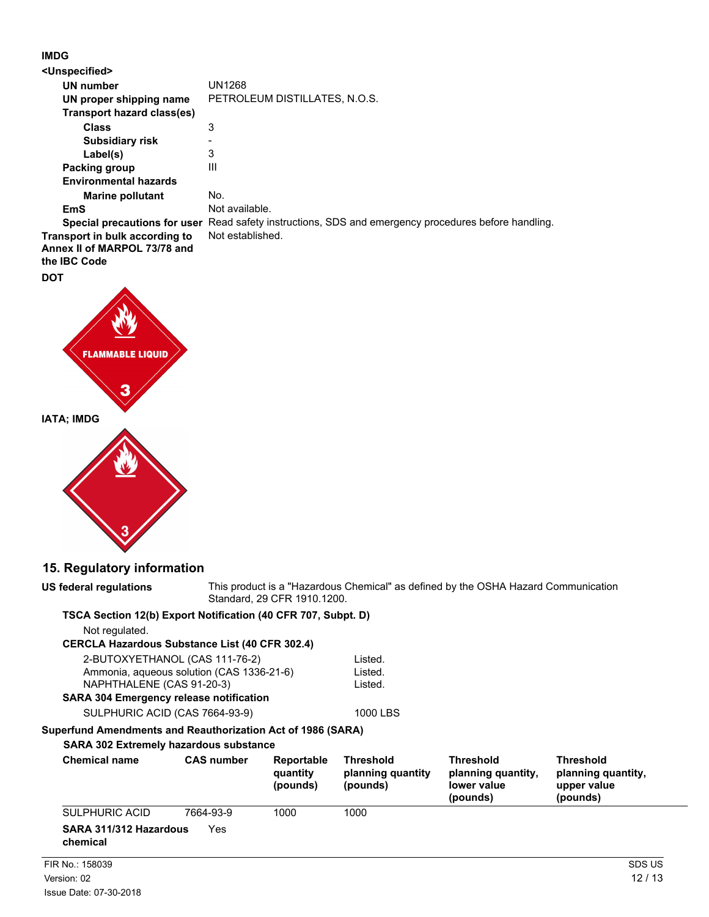**IMDG**

**<Unspecified>**

| | |
|---|---|
| **UN number** | UN1268 |
| **UN proper shipping name** | PETROLEUM DISTILLATES, N.O.S. |
| **Transport hazard class(es)** | |
| **Class** | 3 |
| **Subsidiary risk** | - |
| **Label(s)** | 3 |
| **Packing group** | III |
| **Environmental hazards** | |
| **Marine pollutant** | No. |
| **EmS** | Not available. |
| **Special precautions for user** | Read safety instructions, SDS and emergency procedures before handling. |
| **Transport in bulk according to Annex II of MARPOL 73/78 and the IBC Code** | Not established. |

**DOT**

FLAMMABLE LIQUID 3

**IATA; IMDG**

## 15. Regulatory information

**US federal regulations** This product is a "Hazardous Chemical" as defined by the OSHA Hazard Communication Standard, 29 CFR 1910.1200.

**TSCA Section 12(b) Export Notification (40 CFR 707, Subpt. D)**

Not regulated.

**CERCLA Hazardous Substance List (40 CFR 302.4)**

| | |
|---|---|
| 2-BUTOXYETHANOL (CAS 111-76-2) | Listed. |
| Ammonia, aqueous solution (CAS 1336-21-6) | Listed. |
| NAPHTHALENE (CAS 91-20-3) | Listed. |

**SARA 304 Emergency release notification**

| | |
|---|---|
| SULPHURIC ACID (CAS 7664-93-9) | 1000 LBS |

**Superfund Amendments and Reauthorization Act of 1986 (SARA)**

**SARA 302 Extremely hazardous substance**

| Chemical name | CAS number | Reportable quantity (pounds) | Threshold planning quantity (pounds) | Threshold planning quantity, lower value (pounds) | Threshold planning quantity, upper value (pounds) |
|---|---|---|---|---|---|
| SULPHURIC ACID | 7664-93-9 | 1000 | 1000 | | |

**SARA 311/312 Hazardous chemical** Yes

FIR No.: 158039
Version: 02
Issue Date: 07-30-2018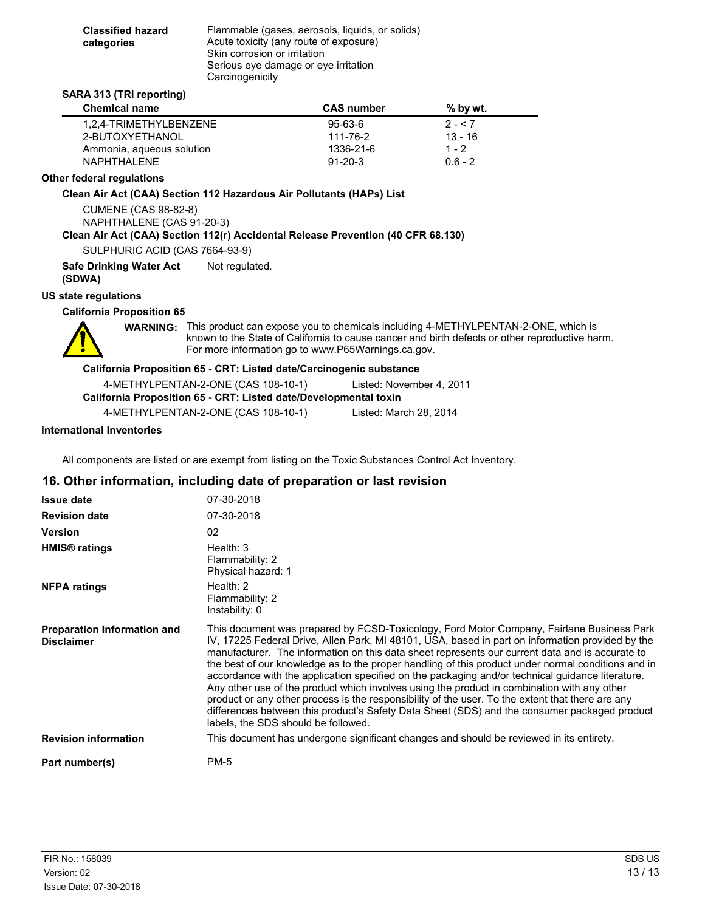**Classified hazard categories** Flammable (gases, aerosols, liquids, or solids)
Acute toxicity (any route of exposure)
Skin corrosion or irritation
Serious eye damage or eye irritation
Carcinogenicity

**SARA 313 (TRI reporting)**

| Chemical name | CAS number | % by wt. |
| --- | --- | --- |
| 1,2,4-TRIMETHYLBENZENE | 95-63-6 | 2 - < 7 |
| 2-BUTOXYETHANOL | 111-76-2 | 13 - 16 |
| Ammonia, aqueous solution | 1336-21-6 | 1 - 2 |
| NAPHTHALENE | 91-20-3 | 0.6 - 2 |

**Other federal regulations**

**Clean Air Act (CAA) Section 112 Hazardous Air Pollutants (HAPs) List**

CUMENE (CAS 98-82-8)
NAPHTHALENE (CAS 91-20-3)

**Clean Air Act (CAA) Section 112(r) Accidental Release Prevention (40 CFR 68.130)**

SULPHURIC ACID (CAS 7664-93-9)

**Safe Drinking Water Act (SDWA)** Not regulated.

**US state regulations**

**California Proposition 65**

**WARNING:** This product can expose you to chemicals including 4-METHYLPENTAN-2-ONE, which is known to the State of California to cause cancer and birth defects or other reproductive harm. For more information go to www.P65Warnings.ca.gov.

**California Proposition 65 - CRT: Listed date/Carcinogenic substance**

4-METHYLPENTAN-2-ONE (CAS 108-10-1) Listed: November 4, 2011

**California Proposition 65 - CRT: Listed date/Developmental toxin**

4-METHYLPENTAN-2-ONE (CAS 108-10-1) Listed: March 28, 2014

**International Inventories**

All components are listed or are exempt from listing on the Toxic Substances Control Act Inventory.

## 16. Other information, including date of preparation or last revision

**Issue date** 07-30-2018

**Revision date** 07-30-2018

**Version** 02

**HMIS® ratings** Health: 3
Flammability: 2
Physical hazard: 1

**NFPA ratings** Health: 2
Flammability: 2
Instability: 0

**Preparation Information and Disclaimer** This document was prepared by FCSD-Toxicology, Ford Motor Company, Fairlane Business Park IV, 17225 Federal Drive, Allen Park, MI 48101, USA, based in part on information provided by the manufacturer. The information on this data sheet represents our current data and is accurate to the best of our knowledge as to the proper handling of this product under normal conditions and in accordance with the application specified on the packaging and/or technical guidance literature. Any other use of the product which involves using the product in combination with any other product or any other process is the responsibility of the user. To the extent that there are any differences between this product's Safety Data Sheet (SDS) and the consumer packaged product labels, the SDS should be followed.

**Revision information** This document has undergone significant changes and should be reviewed in its entirety.

**Part number(s)** PM-5